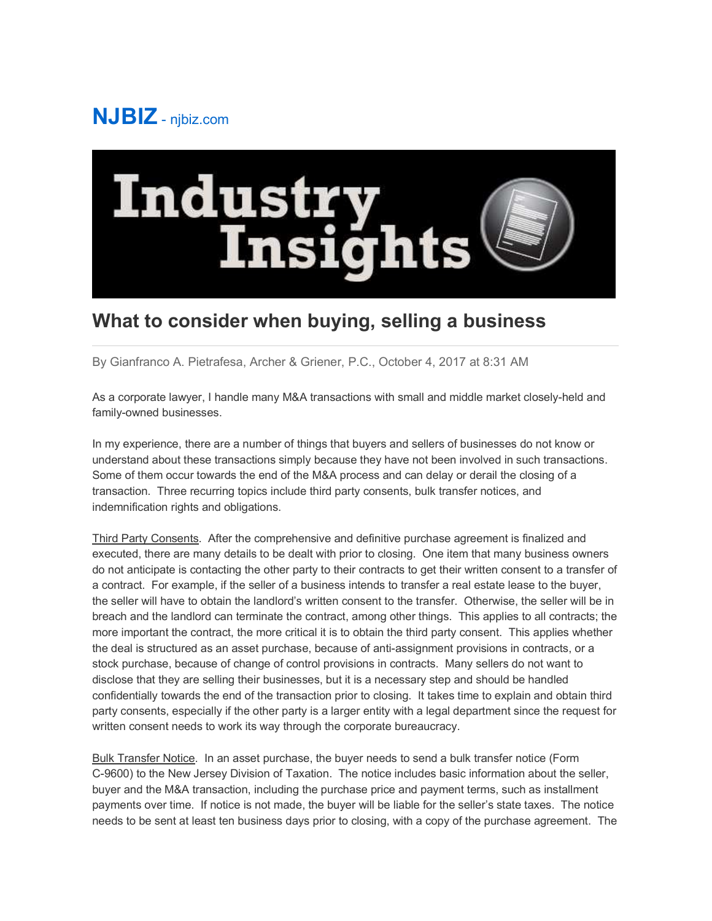**NJBIZ** - njbiz.com

# What to consider when buying, selling a business

By Gianfranco A. Pietrafesa, Archer & Griener, P.C., October 4, 2017 at 8:31 AM

As a corporate lawyer, I handle many M&A transactions with small and middle market closely-held and family-owned businesses.

In my experience, there are a number of things that buyers and sellers of businesses do not know or understand about these transactions simply because they have not been involved in such transactions. Some of them occur towards the end of the M&A process and can delay or derail the closing of a transaction. Three recurring topics include third party consents, bulk transfer notices, and indemnification rights and obligations.

Third Party Consents. After the comprehensive and definitive purchase agreement is finalized and executed, there are many details to be dealt with prior to closing. One item that many business owners do not anticipate is contacting the other party to their contracts to get their written consent to a transfer of a contract. For example, if the seller of a business intends to transfer a real estate lease to the buyer, the seller will have to obtain the landlord's written consent to the transfer. Otherwise, the seller will be in breach and the landlord can terminate the contract, among other things. This applies to all contracts; the more important the contract, the more critical it is to obtain the third party consent. This applies whether the deal is structured as an asset purchase, because of anti-assignment provisions in contracts, or a stock purchase, because of change of control provisions in contracts. Many sellers do not want to disclose that they are selling their businesses, but it is a necessary step and should be handled confidentially towards the end of the transaction prior to closing. It takes time to explain and obtain third party consents, especially if the other party is a larger entity with a legal department since the request for written consent needs to work its way through the corporate bureaucracy.

Bulk Transfer Notice. In an asset purchase, the buyer needs to send a bulk transfer notice (Form C-9600) to the New Jersey Division of Taxation. The notice includes basic information about the seller, buyer and the M&A transaction, including the purchase price and payment terms, such as installment payments over time. If notice is not made, the buyer will be liable for the seller's state taxes. The notice needs to be sent at least ten business days prior to closing, with a copy of the purchase agreement. The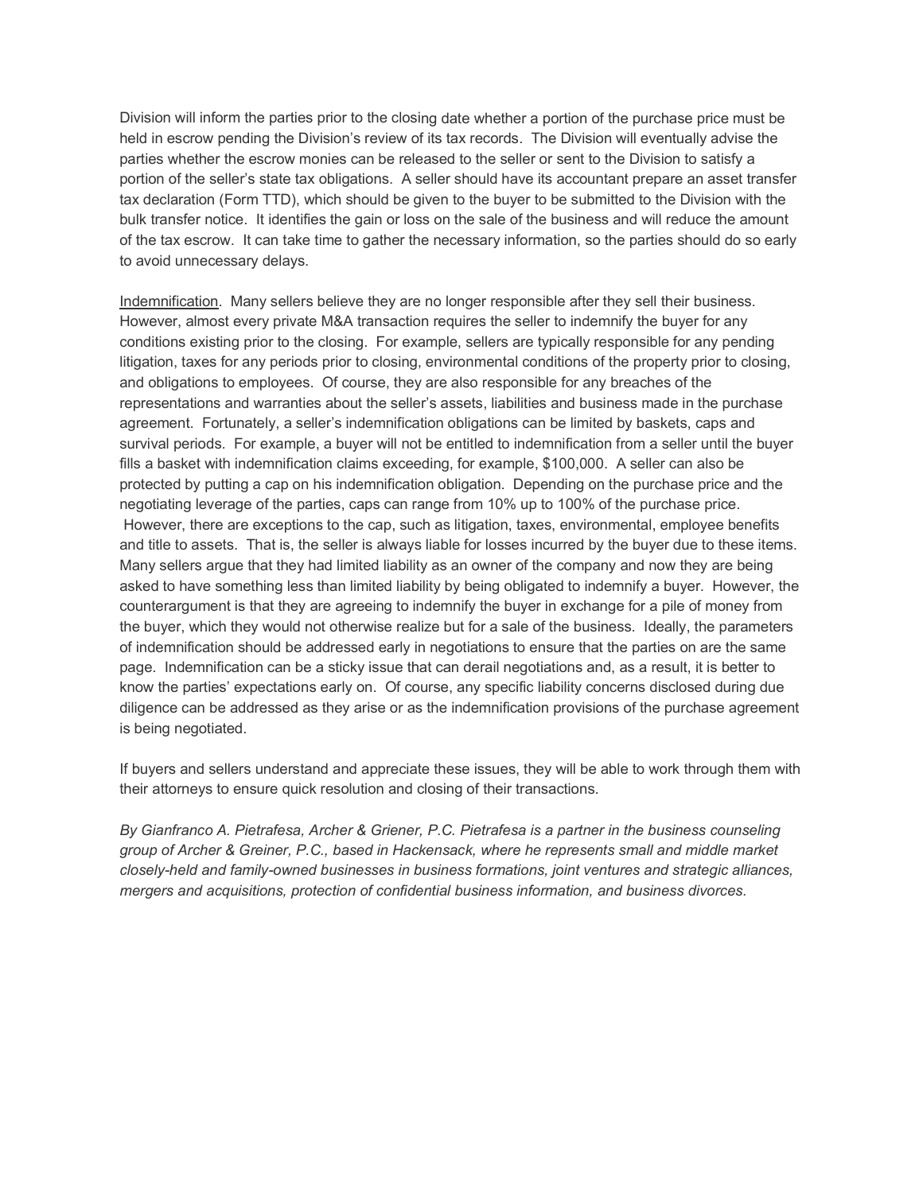Division will inform the parties prior to the closing date whether a portion of the purchase price must be held in escrow pending the Division's review of its tax records. The Division will eventually advise the parties whether the escrow monies can be released to the seller or sent to the Division to satisfy a portion of the seller's state tax obligations. A seller should have its accountant prepare an asset transfer tax declaration (Form TTD), which should be given to the buyer to be submitted to the Division with the bulk transfer notice. It identifies the gain or loss on the sale of the business and will reduce the amount of the tax escrow. It can take time to gather the necessary information, so the parties should do so early to avoid unnecessary delays.

<u>Indemnification</u>. Many sellers believe they are no longer responsible after they sell their business. However, almost every private M&A transaction requires the seller to indemnify the buyer for any conditions existing prior to the closing. For example, sellers are typically responsible for any pending litigation, taxes for any periods prior to closing, environmental conditions of the property prior to closing, and obligations to employees. Of course, they are also responsible for any breaches of the representations and warranties about the seller's assets, liabilities and business made in the purchase agreement. Fortunately, a seller's indemnification obligations can be limited by baskets, caps and survival periods. For example, a buyer will not be entitled to indemnification from a seller until the buyer fills a basket with indemnification claims exceeding, for example, $100,000. A seller can also be protected by putting a cap on his indemnification obligation. Depending on the purchase price and the negotiating leverage of the parties, caps can range from 10% up to 100% of the purchase price. However, there are exceptions to the cap, such as litigation, taxes, environmental, employee benefits and title to assets. That is, the seller is always liable for losses incurred by the buyer due to these items. Many sellers argue that they had limited liability as an owner of the company and now they are being asked to have something less than limited liability by being obligated to indemnify a buyer. However, the counterargument is that they are agreeing to indemnify the buyer in exchange for a pile of money from the buyer, which they would not otherwise realize but for a sale of the business. Ideally, the parameters of indemnification should be addressed early in negotiations to ensure that the parties on are the same page. Indemnification can be a sticky issue that can derail negotiations and, as a result, it is better to know the parties' expectations early on. Of course, any specific liability concerns disclosed during due diligence can be addressed as they arise or as the indemnification provisions of the purchase agreement is being negotiated.

If buyers and sellers understand and appreciate these issues, they will be able to work through them with their attorneys to ensure quick resolution and closing of their transactions.

*By Gianfranco A. Pietrafesa, Archer & Griener, P.C. Pietrafesa is a partner in the business counseling group of Archer & Greiner, P.C., based in Hackensack, where he represents small and middle market closely-held and family-owned businesses in business formations, joint ventures and strategic alliances, mergers and acquisitions, protection of confidential business information, and business divorces.*